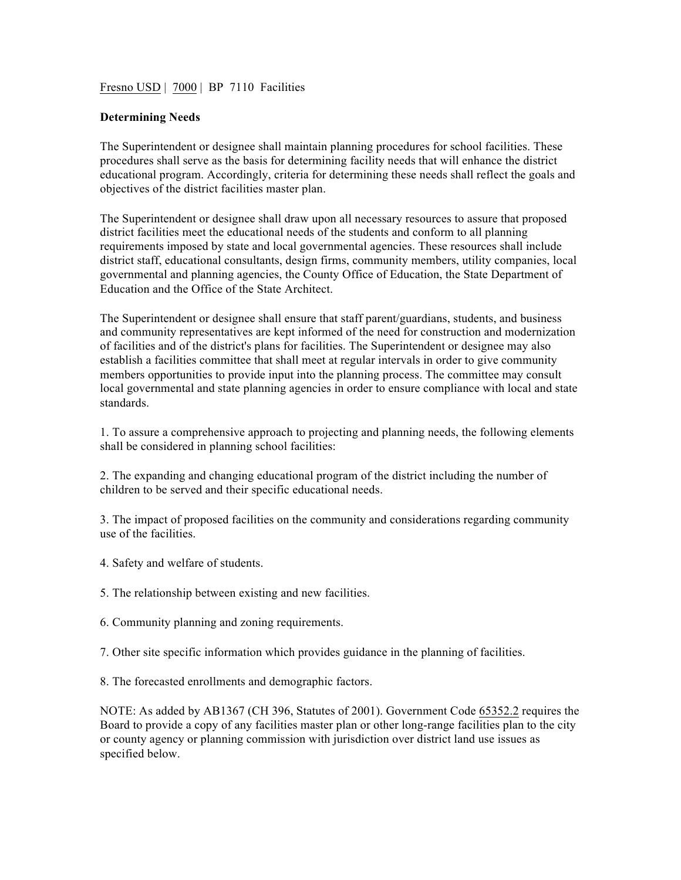Fresno USD | 7000 | BP 7110 Facilities

**Determining Needs**

The Superintendent or designee shall maintain planning procedures for school facilities. These procedures shall serve as the basis for determining facility needs that will enhance the district educational program. Accordingly, criteria for determining these needs shall reflect the goals and objectives of the district facilities master plan.

The Superintendent or designee shall draw upon all necessary resources to assure that proposed district facilities meet the educational needs of the students and conform to all planning requirements imposed by state and local governmental agencies. These resources shall include district staff, educational consultants, design firms, community members, utility companies, local governmental and planning agencies, the County Office of Education, the State Department of Education and the Office of the State Architect.

The Superintendent or designee shall ensure that staff parent/guardians, students, and business and community representatives are kept informed of the need for construction and modernization of facilities and of the district's plans for facilities. The Superintendent or designee may also establish a facilities committee that shall meet at regular intervals in order to give community members opportunities to provide input into the planning process. The committee may consult local governmental and state planning agencies in order to ensure compliance with local and state standards.

1. To assure a comprehensive approach to projecting and planning needs, the following elements shall be considered in planning school facilities:

2. The expanding and changing educational program of the district including the number of children to be served and their specific educational needs.

3. The impact of proposed facilities on the community and considerations regarding community use of the facilities.

4. Safety and welfare of students.

5. The relationship between existing and new facilities.

6. Community planning and zoning requirements.

7. Other site specific information which provides guidance in the planning of facilities.

8. The forecasted enrollments and demographic factors.

NOTE: As added by AB1367 (CH 396, Statutes of 2001). Government Code 65352.2 requires the Board to provide a copy of any facilities master plan or other long-range facilities plan to the city or county agency or planning commission with jurisdiction over district land use issues as specified below.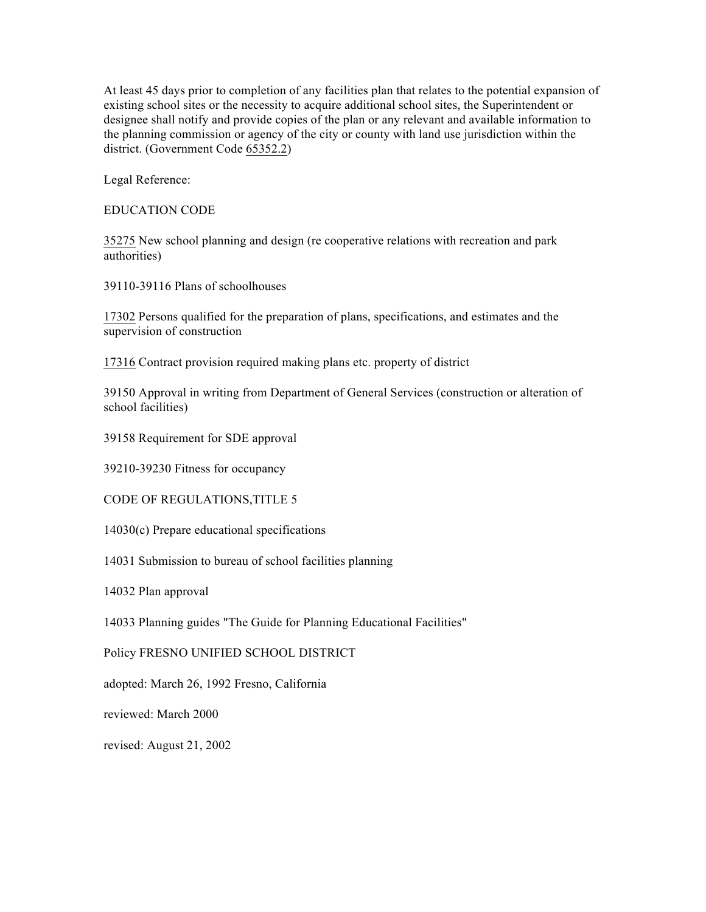At least 45 days prior to completion of any facilities plan that relates to the potential expansion of existing school sites or the necessity to acquire additional school sites, the Superintendent or designee shall notify and provide copies of the plan or any relevant and available information to the planning commission or agency of the city or county with land use jurisdiction within the district. (Government Code 65352.2)

Legal Reference:

EDUCATION CODE

35275 New school planning and design (re cooperative relations with recreation and park authorities)

39110-39116 Plans of schoolhouses

17302 Persons qualified for the preparation of plans, specifications, and estimates and the supervision of construction

17316 Contract provision required making plans etc. property of district

39150 Approval in writing from Department of General Services (construction or alteration of school facilities)

39158 Requirement for SDE approval

39210-39230 Fitness for occupancy

CODE OF REGULATIONS,TITLE 5

14030(c) Prepare educational specifications

14031 Submission to bureau of school facilities planning

14032 Plan approval

14033 Planning guides "The Guide for Planning Educational Facilities"

Policy FRESNO UNIFIED SCHOOL DISTRICT

adopted: March 26, 1992 Fresno, California

reviewed: March 2000

revised: August 21, 2002